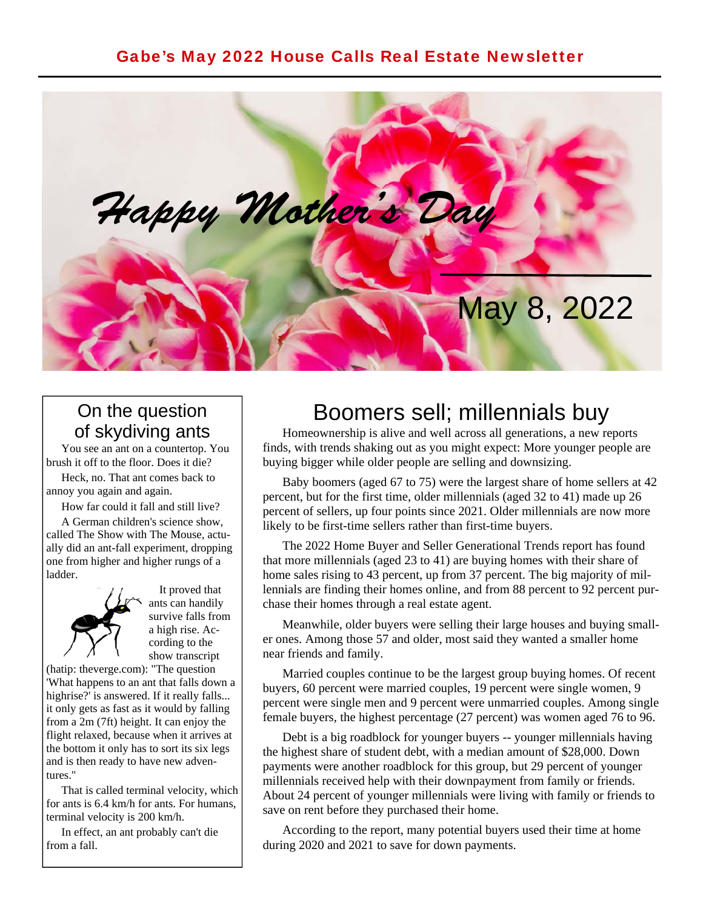# Gabe's May 2022 House Calls Real Estate Newsletter

*Happy Mother's Day*

May 8, 2022

## On the question of skydiving ants

You see an ant on a countertop. You brush it off to the floor. Does it die?

Heck, no. That ant comes back to annoy you again and again.

How far could it fall and still live?

A German children's science show, called The Show with The Mouse, actually did an ant-fall experiment, dropping one from higher and higher rungs of a ladder.

It proved that ants can handily survive falls from a high rise. According to the show transcript (hatip: theverge.com): "The question 'What happens to an ant that falls down a highrise?' is answered. If it really falls... it only gets as fast as it would by falling from a 2m (7ft) height. It can enjoy the flight relaxed, because when it arrives at the bottom it only has to sort its six legs and is then ready to have new adventures."

That is called terminal velocity, which for ants is 6.4 km/h for ants. For humans, terminal velocity is 200 km/h.

In effect, an ant probably can't die from a fall.

## Boomers sell; millennials buy

Homeownership is alive and well across all generations, a new reports finds, with trends shaking out as you might expect: More younger people are buying bigger while older people are selling and downsizing.

Baby boomers (aged 67 to 75) were the largest share of home sellers at 42 percent, but for the first time, older millennials (aged 32 to 41) made up 26 percent of sellers, up four points since 2021. Older millennials are now more likely to be first-time sellers rather than first-time buyers.

The 2022 Home Buyer and Seller Generational Trends report has found that more millennials (aged 23 to 41) are buying homes with their share of home sales rising to 43 percent, up from 37 percent. The big majority of millennials are finding their homes online, and from 88 percent to 92 percent purchase their homes through a real estate agent.

Meanwhile, older buyers were selling their large houses and buying smaller ones. Among those 57 and older, most said they wanted a smaller home near friends and family.

Married couples continue to be the largest group buying homes. Of recent buyers, 60 percent were married couples, 19 percent were single women, 9 percent were single men and 9 percent were unmarried couples. Among single female buyers, the highest percentage (27 percent) was women aged 76 to 96.

Debt is a big roadblock for younger buyers -- younger millennials having the highest share of student debt, with a median amount of $28,000. Down payments were another roadblock for this group, but 29 percent of younger millennials received help with their downpayment from family or friends. About 24 percent of younger millennials were living with family or friends to save on rent before they purchased their home.

According to the report, many potential buyers used their time at home during 2020 and 2021 to save for down payments.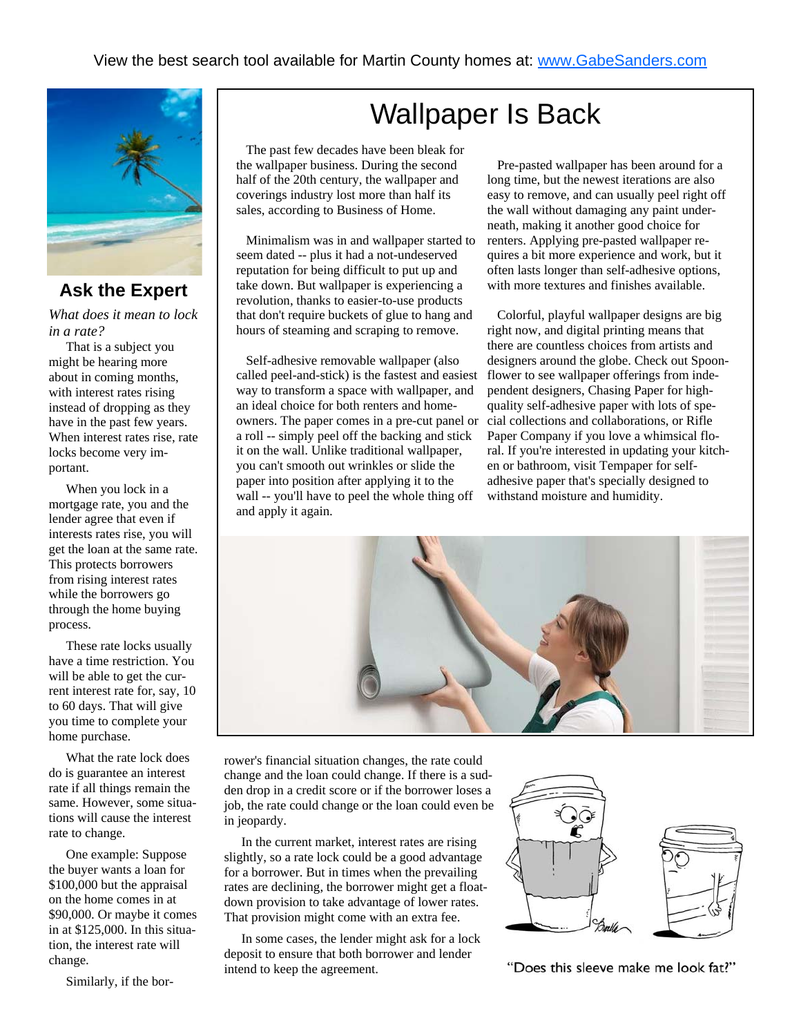View the best search tool available for Martin County homes at: www.GabeSanders.com

# Wallpaper Is Back

The past few decades have been bleak for the wallpaper business. During the second half of the 20th century, the wallpaper and coverings industry lost more than half its sales, according to Business of Home.

Minimalism was in and wallpaper started to seem dated -- plus it had a not-undeserved reputation for being difficult to put up and take down. But wallpaper is experiencing a revolution, thanks to easier-to-use products that don't require buckets of glue to hang and hours of steaming and scraping to remove.

Self-adhesive removable wallpaper (also called peel-and-stick) is the fastest and easiest way to transform a space with wallpaper, and an ideal choice for both renters and homeowners. The paper comes in a pre-cut panel or a roll -- simply peel off the backing and stick it on the wall. Unlike traditional wallpaper, you can't smooth out wrinkles or slide the paper into position after applying it to the wall -- you'll have to peel the whole thing off and apply it again.

Pre-pasted wallpaper has been around for a long time, but the newest iterations are also easy to remove, and can usually peel right off the wall without damaging any paint underneath, making it another good choice for renters. Applying pre-pasted wallpaper requires a bit more experience and work, but it often lasts longer than self-adhesive options, with more textures and finishes available.

Colorful, playful wallpaper designs are big right now, and digital printing means that there are countless choices from artists and designers around the globe. Check out Spoonflower to see wallpaper offerings from independent designers, Chasing Paper for high-quality self-adhesive paper with lots of special collections and collaborations, or Rifle Paper Company if you love a whimsical floral. If you're interested in updating your kitchen or bathroom, visit Tempaper for self-adhesive paper that's specially designed to withstand moisture and humidity.

## Ask the Expert

*What does it mean to lock in a rate?*

That is a subject you might be hearing more about in coming months, with interest rates rising instead of dropping as they have in the past few years. When interest rates rise, rate locks become very important.

When you lock in a mortgage rate, you and the lender agree that even if interests rates rise, you will get the loan at the same rate. This protects borrowers from rising interest rates while the borrowers go through the home buying process.

These rate locks usually have a time restriction. You will be able to get the current interest rate for, say, 10 to 60 days. That will give you time to complete your home purchase.

What the rate lock does do is guarantee an interest rate if all things remain the same. However, some situations will cause the interest rate to change.

One example: Suppose the buyer wants a loan for $100,000 but the appraisal on the home comes in at $90,000. Or maybe it comes in at $125,000. In this situation, the interest rate will change.

Similarly, if the borrower's financial situation changes, the rate could change and the loan could change. If there is a sudden drop in a credit score or if the borrower loses a job, the rate could change or the loan could even be in jeopardy.

In the current market, interest rates are rising slightly, so a rate lock could be a good advantage for a borrower. But in times when the prevailing rates are declining, the borrower might get a float-down provision to take advantage of lower rates. That provision might come with an extra fee.

In some cases, the lender might ask for a lock deposit to ensure that both borrower and lender intend to keep the agreement.

"Does this sleeve make me look fat?"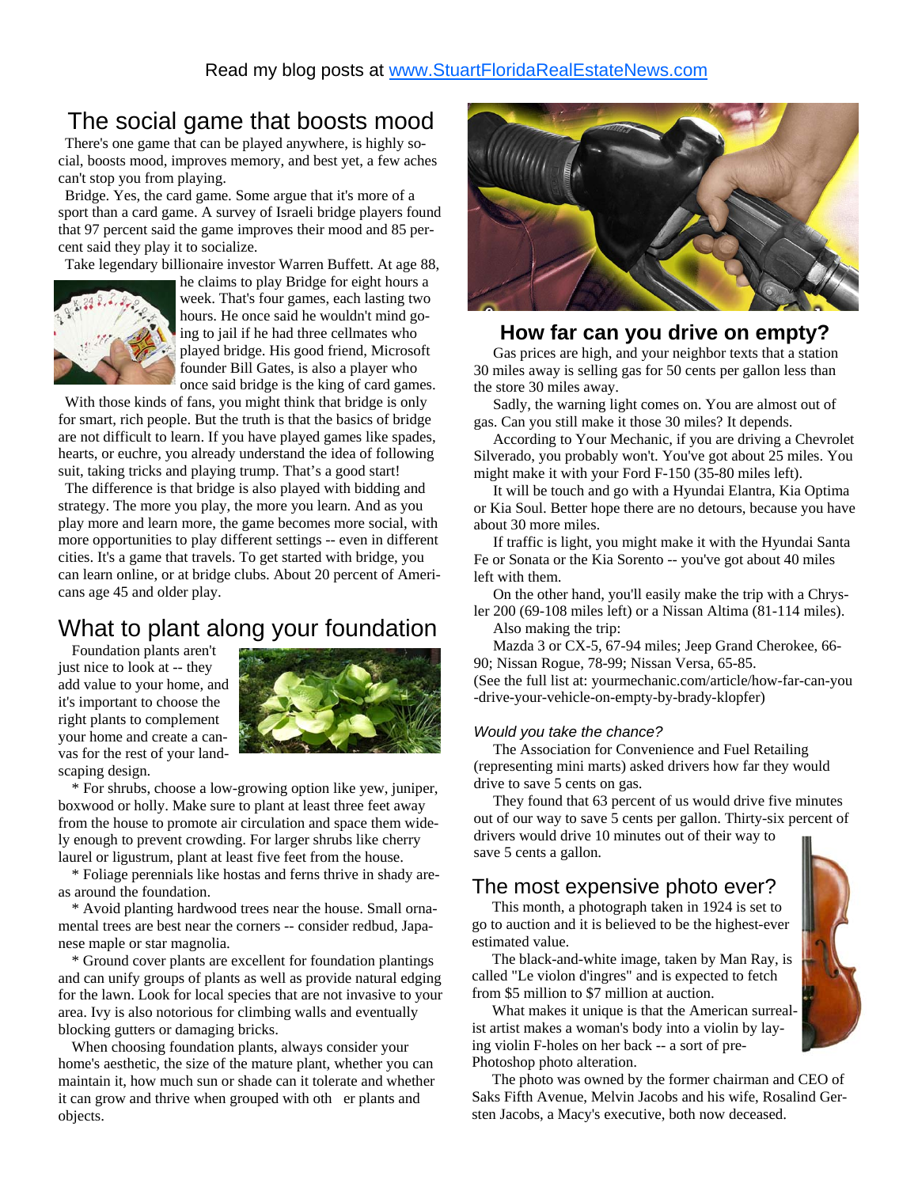Read my blog posts at www.StuartFloridaRealEstateNews.com

## The social game that boosts mood

There's one game that can be played anywhere, is highly social, boosts mood, improves memory, and best yet, a few aches can't stop you from playing.

Bridge. Yes, the card game. Some argue that it's more of a sport than a card game. A survey of Israeli bridge players found that 97 percent said the game improves their mood and 85 percent said they play it to socialize.

Take legendary billionaire investor Warren Buffett. At age 88, he claims to play Bridge for eight hours a week. That's four games, each lasting two hours. He once said he wouldn't mind going to jail if he had three cellmates who played bridge. His good friend, Microsoft founder Bill Gates, is also a player who once said bridge is the king of card games.

With those kinds of fans, you might think that bridge is only for smart, rich people. But the truth is that the basics of bridge are not difficult to learn. If you have played games like spades, hearts, or euchre, you already understand the idea of following suit, taking tricks and playing trump. That's a good start!

The difference is that bridge is also played with bidding and strategy. The more you play, the more you learn. And as you play more and learn more, the game becomes more social, with more opportunities to play different settings -- even in different cities. It's a game that travels. To get started with bridge, you can learn online, or at bridge clubs. About 20 percent of Americans age 45 and older play.

## What to plant along your foundation

Foundation plants aren't just nice to look at -- they add value to your home, and it's important to choose the right plants to complement your home and create a canvas for the rest of your landscaping design.

* For shrubs, choose a low-growing option like yew, juniper, boxwood or holly. Make sure to plant at least three feet away from the house to promote air circulation and space them widely enough to prevent crowding. For larger shrubs like cherry laurel or ligustrum, plant at least five feet from the house.

* Foliage perennials like hostas and ferns thrive in shady areas around the foundation.

* Avoid planting hardwood trees near the house. Small ornamental trees are best near the corners -- consider redbud, Japanese maple or star magnolia.

* Ground cover plants are excellent for foundation plantings and can unify groups of plants as well as provide natural edging for the lawn. Look for local species that are not invasive to your area. Ivy is also notorious for climbing walls and eventually blocking gutters or damaging bricks.

When choosing foundation plants, always consider your home's aesthetic, the size of the mature plant, whether you can maintain it, how much sun or shade can it tolerate and whether it can grow and thrive when grouped with other plants and objects.

## How far can you drive on empty?

Gas prices are high, and your neighbor texts that a station 30 miles away is selling gas for 50 cents per gallon less than the store 30 miles away.

Sadly, the warning light comes on. You are almost out of gas. Can you still make it those 30 miles? It depends.

According to Your Mechanic, if you are driving a Chevrolet Silverado, you probably won't. You've got about 25 miles. You might make it with your Ford F-150 (35-80 miles left).

It will be touch and go with a Hyundai Elantra, Kia Optima or Kia Soul. Better hope there are no detours, because you have about 30 more miles.

If traffic is light, you might make it with the Hyundai Santa Fe or Sonata or the Kia Sorento -- you've got about 40 miles left with them.

On the other hand, you'll easily make the trip with a Chrysler 200 (69-108 miles left) or a Nissan Altima (81-114 miles).

Also making the trip:

Mazda 3 or CX-5, 67-94 miles; Jeep Grand Cherokee, 66-90; Nissan Rogue, 78-99; Nissan Versa, 65-85.

(See the full list at: yourmechanic.com/article/how-far-can-you-drive-your-vehicle-on-empty-by-brady-klopfer)

*Would you take the chance?*

The Association for Convenience and Fuel Retailing (representing mini marts) asked drivers how far they would drive to save 5 cents on gas.

They found that 63 percent of us would drive five minutes out of our way to save 5 cents per gallon. Thirty-six percent of drivers would drive 10 minutes out of their way to save 5 cents a gallon.

## The most expensive photo ever?

This month, a photograph taken in 1924 is set to go to auction and it is believed to be the highest-ever estimated value.

The black-and-white image, taken by Man Ray, is called "Le violon d'ingres" and is expected to fetch from $5 million to $7 million at auction.

What makes it unique is that the American surrealist artist makes a woman's body into a violin by laying violin F-holes on her back -- a sort of pre-Photoshop photo alteration.

The photo was owned by the former chairman and CEO of Saks Fifth Avenue, Melvin Jacobs and his wife, Rosalind Gersten Jacobs, a Macy's executive, both now deceased.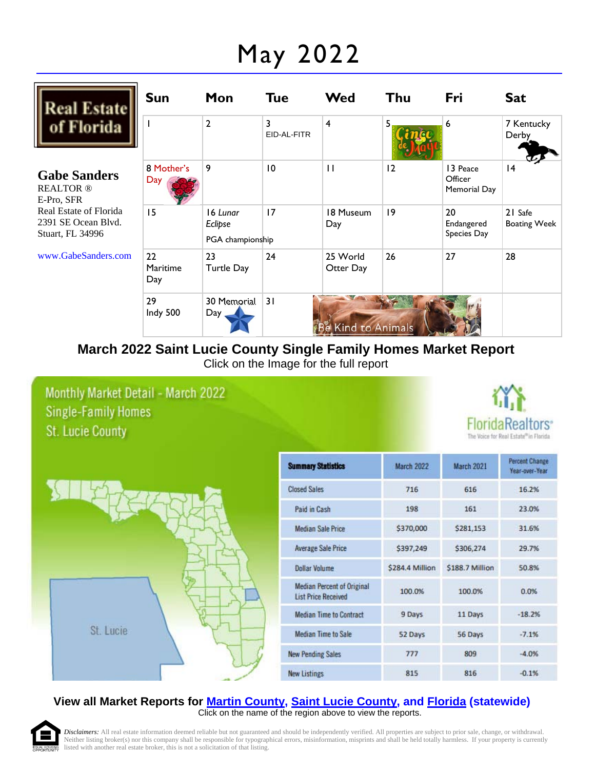# May 2022

**Real Estate of Florida**

**Gabe Sanders**
REALTOR ®
E-Pro, SFR
Real Estate of Florida
2391 SE Ocean Blvd.
Stuart, FL 34996

www.GabeSanders.com

| Sun | Mon | Tue | Wed | Thu | Fri | Sat |
|---|---|---|---|---|---|---|
| 1 | 2 | 3 EID-AL-FITR | 4 | 5 Cinco de Mayo | 6 | 7 Kentucky Derby |
| 8 Mother's Day | 9 | 10 | 11 | 12 | 13 Peace Officer Memorial Day | 14 |
| 15 | 16 *Lunar Eclipse* PGA championship | 17 | 18 Museum Day | 19 | 20 Endangered Species Day | 21 Safe Boating Week |
| 22 Maritime Day | 23 Turtle Day | 24 | 25 World Otter Day | 26 | 27 | 28 |
| 29 Indy 500 | 30 Memorial Day | 31 | Be Kind to Animals | | | |

## March 2022 Saint Lucie County Single Family Homes Market Report

Click on the Image for the full report

Monthly Market Detail - March 2022
Single-Family Homes
St. Lucie County

FloridaRealtors®
The Voice for Real Estate® in Florida

St. Lucie

| Summary Statistics | March 2022 | March 2021 | Percent Change Year-over-Year |
|---|---|---|---|
| Closed Sales | 716 | 616 | 16.2% |
| Paid in Cash | 198 | 161 | 23.0% |
| Median Sale Price | $370,000 | $281,153 | 31.6% |
| Average Sale Price | $397,249 | $306,274 | 29.7% |
| Dollar Volume | $284.4 Million | $188.7 Million | 50.8% |
| Median Percent of Original List Price Received | 100.0% | 100.0% | 0.0% |
| Median Time to Contract | 9 Days | 11 Days | -18.2% |
| Median Time to Sale | 52 Days | 56 Days | -7.1% |
| New Pending Sales | 777 | 809 | -4.0% |
| New Listings | 815 | 816 | -0.1% |

**View all Market Reports for Martin County, Saint Lucie County, and Florida (statewide)**
Click on the name of the region above to view the reports.

*Disclaimers:* All real estate information deemed reliable but not guaranteed and should be independently verified. All properties are subject to prior sale, change, or withdrawal. Neither listing broker(s) nor this company shall be responsible for typographical errors, misinformation, misprints and shall be held totally harmless. If your property is currently listed with another real estate broker, this is not a solicitation of that listing.